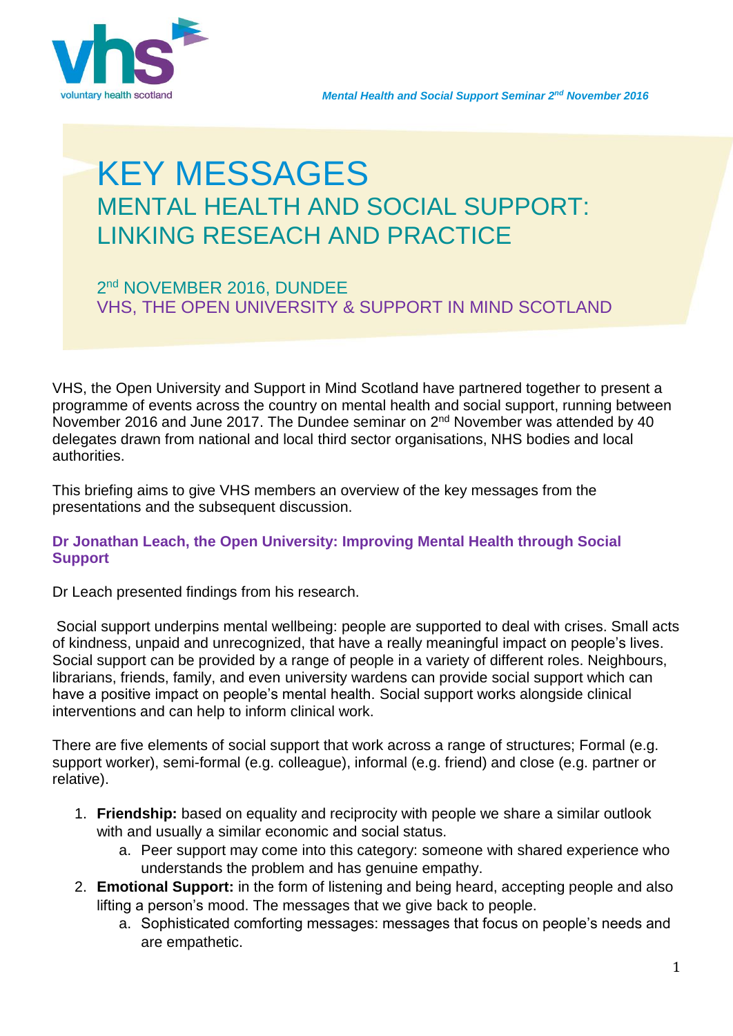# KEY MESSAGES

## MENTAL HEALTH AND SOCIAL SUPPORT: LINKING RESEACH AND PRACTICE

2nd NOVEMBER 2016, DUNDEE
VHS, THE OPEN UNIVERSITY & SUPPORT IN MIND SCOTLAND

VHS, the Open University and Support in Mind Scotland have partnered together to present a programme of events across the country on mental health and social support, running between November 2016 and June 2017. The Dundee seminar on 2nd November was attended by 40 delegates drawn from national and local third sector organisations, NHS bodies and local authorities.

This briefing aims to give VHS members an overview of the key messages from the presentations and the subsequent discussion.

### Dr Jonathan Leach, the Open University: Improving Mental Health through Social Support

Dr Leach presented findings from his research.

Social support underpins mental wellbeing: people are supported to deal with crises. Small acts of kindness, unpaid and unrecognized, that have a really meaningful impact on people's lives. Social support can be provided by a range of people in a variety of different roles. Neighbours, librarians, friends, family, and even university wardens can provide social support which can have a positive impact on people's mental health. Social support works alongside clinical interventions and can help to inform clinical work.

There are five elements of social support that work across a range of structures; Formal (e.g. support worker), semi-formal (e.g. colleague), informal (e.g. friend) and close (e.g. partner or relative).

1. **Friendship:** based on equality and reciprocity with people we share a similar outlook with and usually a similar economic and social status.
   a. Peer support may come into this category: someone with shared experience who understands the problem and has genuine empathy.
2. **Emotional Support:** in the form of listening and being heard, accepting people and also lifting a person's mood. The messages that we give back to people.
   a. Sophisticated comforting messages: messages that focus on people's needs and are empathetic.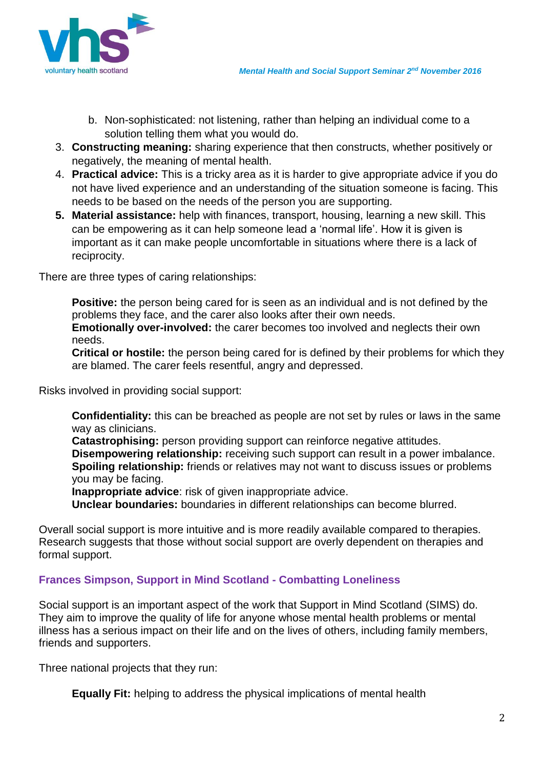b. Non-sophisticated: not listening, rather than helping an individual come to a solution telling them what you would do.

3. **Constructing meaning:** sharing experience that then constructs, whether positively or negatively, the meaning of mental health.
4. **Practical advice:** This is a tricky area as it is harder to give appropriate advice if you do not have lived experience and an understanding of the situation someone is facing. This needs to be based on the needs of the person you are supporting.
5. **Material assistance:** help with finances, transport, housing, learning a new skill. This can be empowering as it can help someone lead a 'normal life'. How it is given is important as it can make people uncomfortable in situations where there is a lack of reciprocity.

There are three types of caring relationships:

**Positive:** the person being cared for is seen as an individual and is not defined by the problems they face, and the carer also looks after their own needs.
**Emotionally over-involved:** the carer becomes too involved and neglects their own needs.
**Critical or hostile:** the person being cared for is defined by their problems for which they are blamed. The carer feels resentful, angry and depressed.

Risks involved in providing social support:

**Confidentiality:** this can be breached as people are not set by rules or laws in the same way as clinicians.
**Catastrophising:** person providing support can reinforce negative attitudes.
**Disempowering relationship:** receiving such support can result in a power imbalance.
**Spoiling relationship:** friends or relatives may not want to discuss issues or problems you may be facing.
**Inappropriate advice**: risk of given inappropriate advice.
**Unclear boundaries:** boundaries in different relationships can become blurred.

Overall social support is more intuitive and is more readily available compared to therapies. Research suggests that those without social support are overly dependent on therapies and formal support.

### Frances Simpson, Support in Mind Scotland - Combatting Loneliness

Social support is an important aspect of the work that Support in Mind Scotland (SIMS) do. They aim to improve the quality of life for anyone whose mental health problems or mental illness has a serious impact on their life and on the lives of others, including family members, friends and supporters.

Three national projects that they run:

**Equally Fit:** helping to address the physical implications of mental health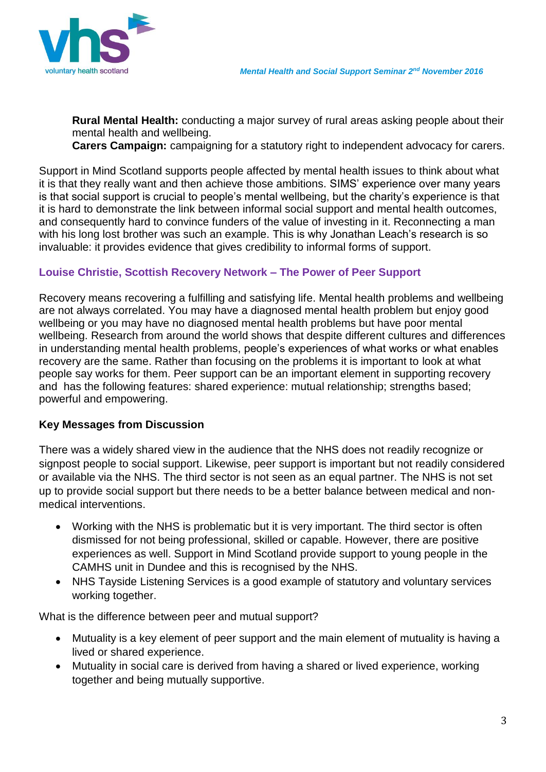**Rural Mental Health:** conducting a major survey of rural areas asking people about their mental health and wellbeing.
**Carers Campaign:** campaigning for a statutory right to independent advocacy for carers.

Support in Mind Scotland supports people affected by mental health issues to think about what it is that they really want and then achieve those ambitions. SIMS' experience over many years is that social support is crucial to people's mental wellbeing, but the charity's experience is that it is hard to demonstrate the link between informal social support and mental health outcomes, and consequently hard to convince funders of the value of investing in it. Reconnecting a man with his long lost brother was such an example. This is why Jonathan Leach's research is so invaluable: it provides evidence that gives credibility to informal forms of support.

### Louise Christie, Scottish Recovery Network – The Power of Peer Support

Recovery means recovering a fulfilling and satisfying life. Mental health problems and wellbeing are not always correlated. You may have a diagnosed mental health problem but enjoy good wellbeing or you may have no diagnosed mental health problems but have poor mental wellbeing. Research from around the world shows that despite different cultures and differences in understanding mental health problems, people's experiences of what works or what enables recovery are the same. Rather than focusing on the problems it is important to look at what people say works for them. Peer support can be an important element in supporting recovery and has the following features: shared experience: mutual relationship; strengths based; powerful and empowering.

**Key Messages from Discussion**

There was a widely shared view in the audience that the NHS does not readily recognize or signpost people to social support. Likewise, peer support is important but not readily considered or available via the NHS. The third sector is not seen as an equal partner. The NHS is not set up to provide social support but there needs to be a better balance between medical and non-medical interventions.

- Working with the NHS is problematic but it is very important. The third sector is often dismissed for not being professional, skilled or capable. However, there are positive experiences as well. Support in Mind Scotland provide support to young people in the CAMHS unit in Dundee and this is recognised by the NHS.
- NHS Tayside Listening Services is a good example of statutory and voluntary services working together.

What is the difference between peer and mutual support?

- Mutuality is a key element of peer support and the main element of mutuality is having a lived or shared experience.
- Mutuality in social care is derived from having a shared or lived experience, working together and being mutually supportive.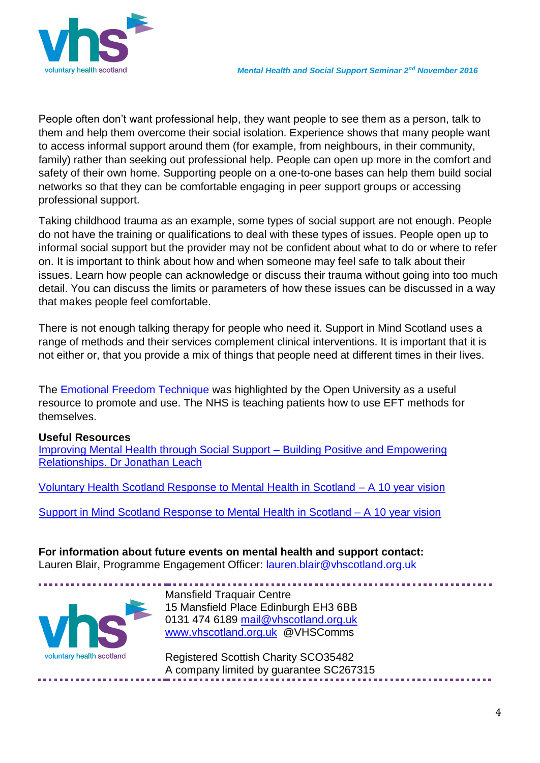People often don't want professional help, they want people to see them as a person, talk to them and help them overcome their social isolation. Experience shows that many people want to access informal support around them (for example, from neighbours, in their community, family) rather than seeking out professional help. People can open up more in the comfort and safety of their own home. Supporting people on a one-to-one bases can help them build social networks so that they can be comfortable engaging in peer support groups or accessing professional support.

Taking childhood trauma as an example, some types of social support are not enough. People do not have the training or qualifications to deal with these types of issues. People open up to informal social support but the provider may not be confident about what to do or where to refer on. It is important to think about how and when someone may feel safe to talk about their issues. Learn how people can acknowledge or discuss their trauma without going into too much detail. You can discuss the limits or parameters of how these issues can be discussed in a way that makes people feel comfortable.

There is not enough talking therapy for people who need it. Support in Mind Scotland uses a range of methods and their services complement clinical interventions. It is important that it is not either or, that you provide a mix of things that people need at different times in their lives.

The Emotional Freedom Technique was highlighted by the Open University as a useful resource to promote and use. The NHS is teaching patients how to use EFT methods for themselves.

**Useful Resources**
Improving Mental Health through Social Support – Building Positive and Empowering Relationships. Dr Jonathan Leach

Voluntary Health Scotland Response to Mental Health in Scotland – A 10 year vision

Support in Mind Scotland Response to Mental Health in Scotland – A 10 year vision

**For information about future events on mental health and support contact:**
Lauren Blair, Programme Engagement Officer: lauren.blair@vhscotland.org.uk

Mansfield Traquair Centre
15 Mansfield Place Edinburgh EH3 6BB
0131 474 6189 mail@vhscotland.org.uk
www.vhscotland.org.uk @VHSComms

Registered Scottish Charity SCO35482
A company limited by guarantee SC267315